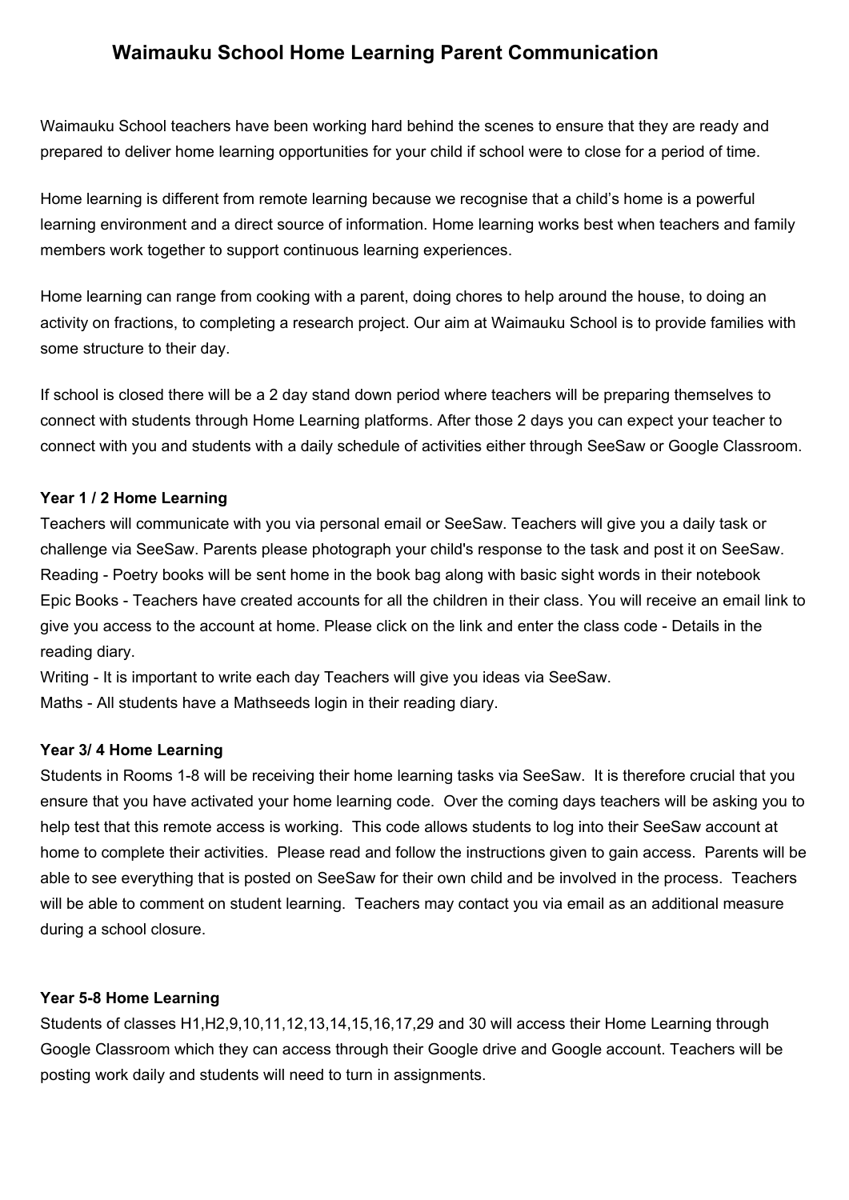# Waimauku School Home Learning Parent Communication

Waimauku School teachers have been working hard behind the scenes to ensure that they are ready and prepared to deliver home learning opportunities for your child if school were to close for a period of time.

Home learning is different from remote learning because we recognise that a child's home is a powerful learning environment and a direct source of information. Home learning works best when teachers and family members work together to support continuous learning experiences.

Home learning can range from cooking with a parent, doing chores to help around the house, to doing an activity on fractions, to completing a research project. Our aim at Waimauku School is to provide families with some structure to their day.

If school is closed there will be a 2 day stand down period where teachers will be preparing themselves to connect with students through Home Learning platforms. After those 2 days you can expect your teacher to connect with you and students with a daily schedule of activities either through SeeSaw or Google Classroom.

**Year 1 / 2 Home Learning**

Teachers will communicate with you via personal email or SeeSaw. Teachers will give you a daily task or challenge via SeeSaw. Parents please photograph your child's response to the task and post it on SeeSaw.
Reading - Poetry books will be sent home in the book bag along with basic sight words in their notebook
Epic Books - Teachers have created accounts for all the children in their class. You will receive an email link to give you access to the account at home. Please click on the link and enter the class code - Details in the reading diary.
Writing - It is important to write each day Teachers will give you ideas via SeeSaw.
Maths - All students have a Mathseeds login in their reading diary.

**Year 3/ 4 Home Learning**

Students in Rooms 1-8 will be receiving their home learning tasks via SeeSaw. It is therefore crucial that you ensure that you have activated your home learning code. Over the coming days teachers will be asking you to help test that this remote access is working. This code allows students to log into their SeeSaw account at home to complete their activities. Please read and follow the instructions given to gain access. Parents will be able to see everything that is posted on SeeSaw for their own child and be involved in the process. Teachers will be able to comment on student learning. Teachers may contact you via email as an additional measure during a school closure.

**Year 5-8 Home Learning**

Students of classes H1,H2,9,10,11,12,13,14,15,16,17,29 and 30 will access their Home Learning through Google Classroom which they can access through their Google drive and Google account. Teachers will be posting work daily and students will need to turn in assignments.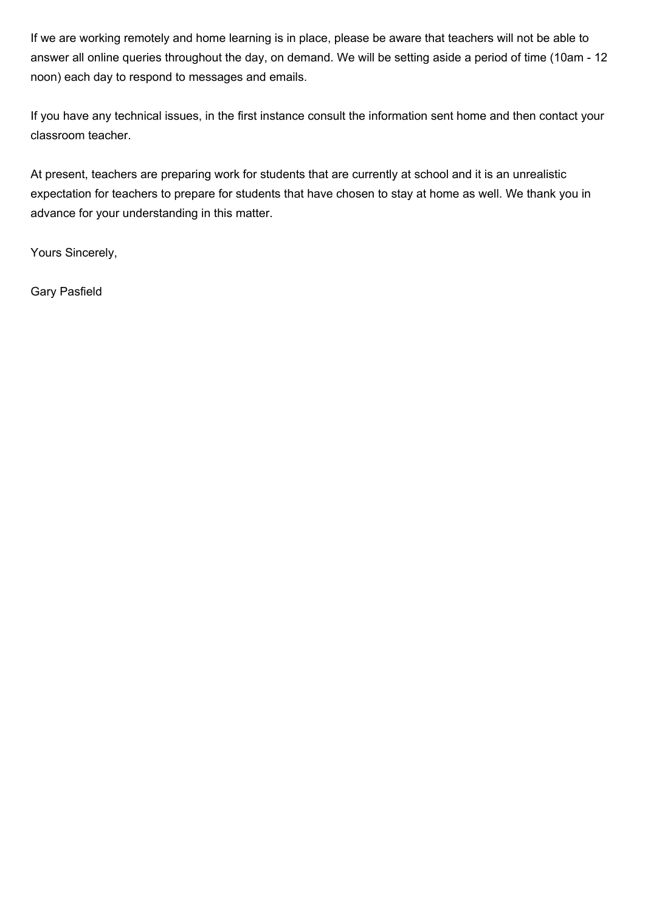If we are working remotely and home learning is in place, please be aware that teachers will not be able to answer all online queries throughout the day, on demand. We will be setting aside a period of time (10am - 12 noon) each day to respond to messages and emails.

If you have any technical issues, in the first instance consult the information sent home and then contact your classroom teacher.

At present, teachers are preparing work for students that are currently at school and it is an unrealistic expectation for teachers to prepare for students that have chosen to stay at home as well. We thank you in advance for your understanding in this matter.

Yours Sincerely,

Gary Pasfield